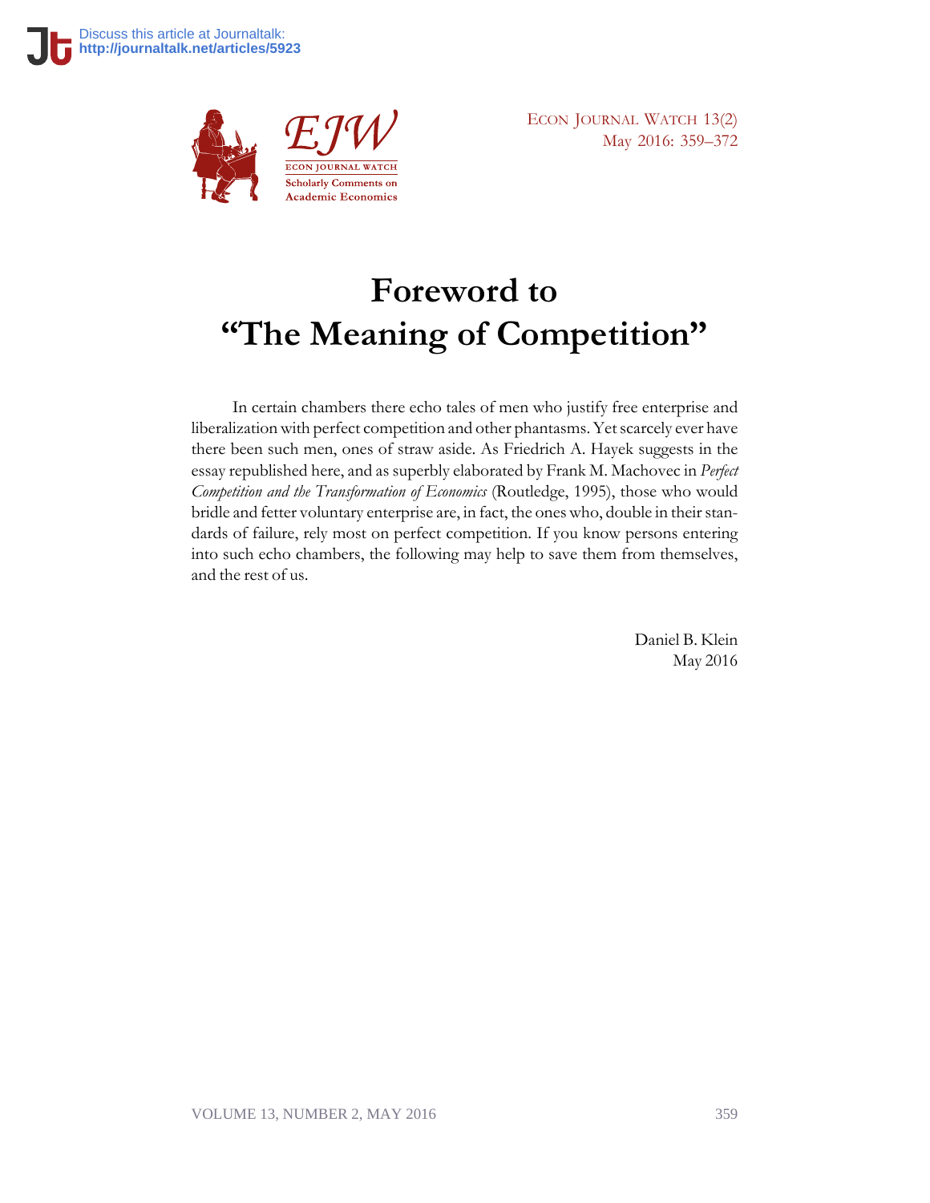# Foreword to "The Meaning of Competition"

In certain chambers there echo tales of men who justify free enterprise and liberalization with perfect competition and other phantasms. Yet scarcely ever have there been such men, ones of straw aside. As Friedrich A. Hayek suggests in the essay republished here, and as superbly elaborated by Frank M. Machovec in *Perfect Competition and the Transformation of Economics* (Routledge, 1995), those who would bridle and fetter voluntary enterprise are, in fact, the ones who, double in their standards of failure, rely most on perfect competition. If you know persons entering into such echo chambers, the following may help to save them from themselves, and the rest of us.

Daniel B. Klein
May 2016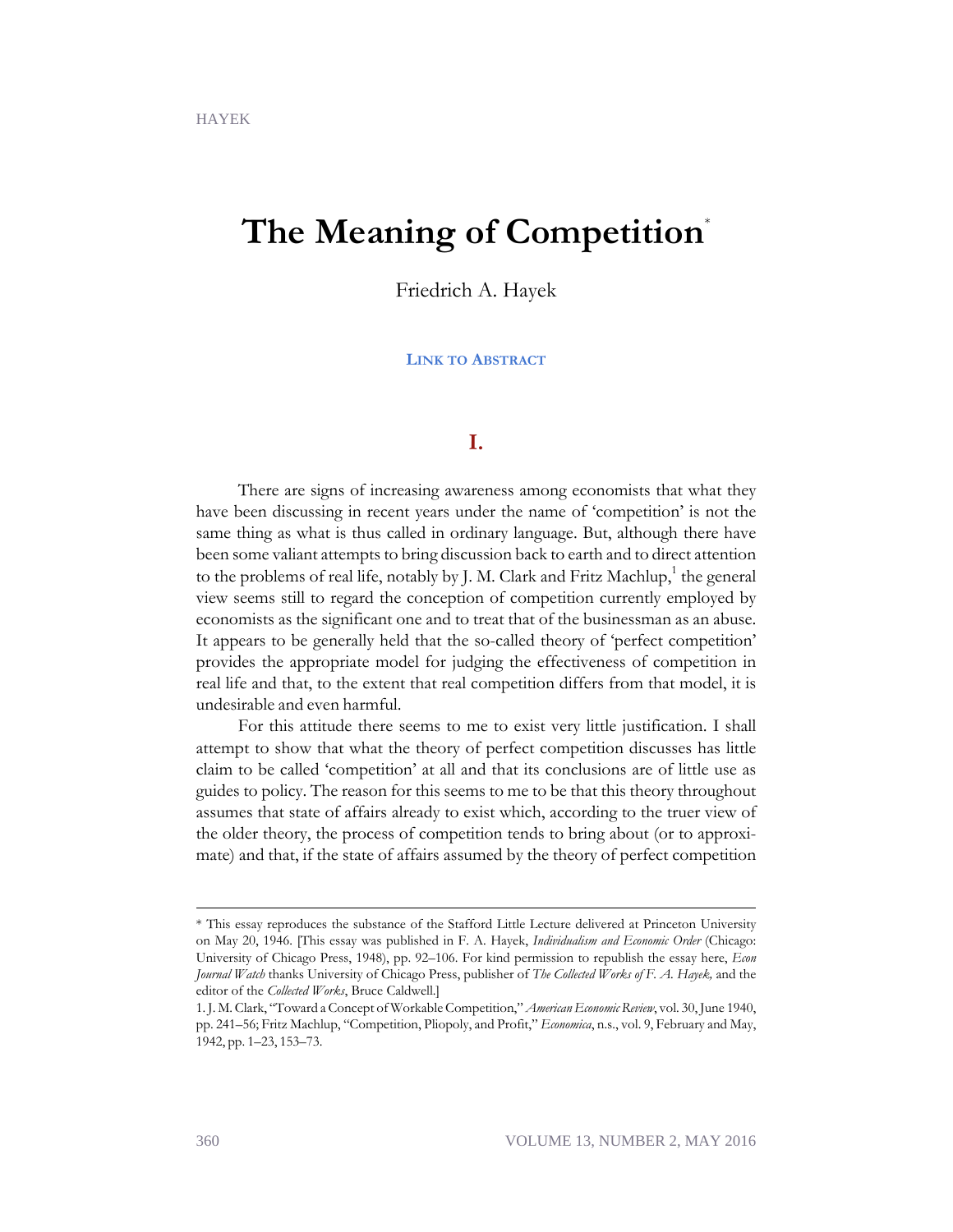# The Meaning of Competition*

Friedrich A. Hayek

**Link to Abstract**

## I.

There are signs of increasing awareness among economists that what they have been discussing in recent years under the name of 'competition' is not the same thing as what is thus called in ordinary language. But, although there have been some valiant attempts to bring discussion back to earth and to direct attention to the problems of real life, notably by J. M. Clark and Fritz Machlup,[1] the general view seems still to regard the conception of competition currently employed by economists as the significant one and to treat that of the businessman as an abuse. It appears to be generally held that the so-called theory of 'perfect competition' provides the appropriate model for judging the effectiveness of competition in real life and that, to the extent that real competition differs from that model, it is undesirable and even harmful.

For this attitude there seems to me to exist very little justification. I shall attempt to show that what the theory of perfect competition discusses has little claim to be called 'competition' at all and that its conclusions are of little use as guides to policy. The reason for this seems to me to be that this theory throughout assumes that state of affairs already to exist which, according to the truer view of the older theory, the process of competition tends to bring about (or to approximate) and that, if the state of affairs assumed by the theory of perfect competition

---

\* This essay reproduces the substance of the Stafford Little Lecture delivered at Princeton University on May 20, 1946. [This essay was published in F. A. Hayek, *Individualism and Economic Order* (Chicago: University of Chicago Press, 1948), pp. 92–106. For kind permission to republish the essay here, *Econ Journal Watch* thanks University of Chicago Press, publisher of *The Collected Works of F. A. Hayek,* and the editor of the *Collected Works*, Bruce Caldwell.]

1. J. M. Clark, "Toward a Concept of Workable Competition," *American Economic Review*, vol. 30, June 1940, pp. 241–56; Fritz Machlup, "Competition, Pliopoly, and Profit," *Economica*, n.s., vol. 9, February and May, 1942, pp. 1–23, 153–73.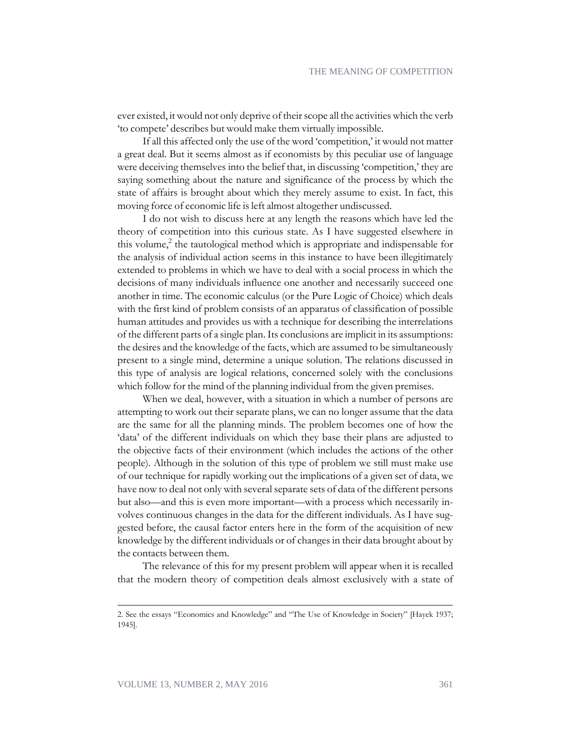ever existed, it would not only deprive of their scope all the activities which the verb 'to compete' describes but would make them virtually impossible.

If all this affected only the use of the word 'competition,' it would not matter a great deal. But it seems almost as if economists by this peculiar use of language were deceiving themselves into the belief that, in discussing 'competition,' they are saying something about the nature and significance of the process by which the state of affairs is brought about which they merely assume to exist. In fact, this moving force of economic life is left almost altogether undiscussed.

I do not wish to discuss here at any length the reasons which have led the theory of competition into this curious state. As I have suggested elsewhere in this volume,[2] the tautological method which is appropriate and indispensable for the analysis of individual action seems in this instance to have been illegitimately extended to problems in which we have to deal with a social process in which the decisions of many individuals influence one another and necessarily succeed one another in time. The economic calculus (or the Pure Logic of Choice) which deals with the first kind of problem consists of an apparatus of classification of possible human attitudes and provides us with a technique for describing the interrelations of the different parts of a single plan. Its conclusions are implicit in its assumptions: the desires and the knowledge of the facts, which are assumed to be simultaneously present to a single mind, determine a unique solution. The relations discussed in this type of analysis are logical relations, concerned solely with the conclusions which follow for the mind of the planning individual from the given premises.

When we deal, however, with a situation in which a number of persons are attempting to work out their separate plans, we can no longer assume that the data are the same for all the planning minds. The problem becomes one of how the 'data' of the different individuals on which they base their plans are adjusted to the objective facts of their environment (which includes the actions of the other people). Although in the solution of this type of problem we still must make use of our technique for rapidly working out the implications of a given set of data, we have now to deal not only with several separate sets of data of the different persons but also—and this is even more important—with a process which necessarily involves continuous changes in the data for the different individuals. As I have suggested before, the causal factor enters here in the form of the acquisition of new knowledge by the different individuals or of changes in their data brought about by the contacts between them.

The relevance of this for my present problem will appear when it is recalled that the modern theory of competition deals almost exclusively with a state of

2. See the essays "Economics and Knowledge" and "The Use of Knowledge in Society" [Hayek 1937; 1945].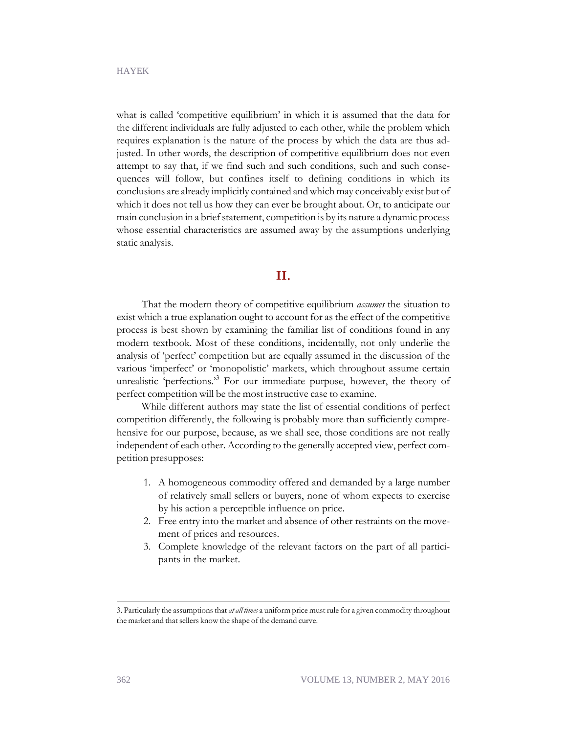what is called 'competitive equilibrium' in which it is assumed that the data for the different individuals are fully adjusted to each other, while the problem which requires explanation is the nature of the process by which the data are thus adjusted. In other words, the description of competitive equilibrium does not even attempt to say that, if we find such and such conditions, such and such consequences will follow, but confines itself to defining conditions in which its conclusions are already implicitly contained and which may conceivably exist but of which it does not tell us how they can ever be brought about. Or, to anticipate our main conclusion in a brief statement, competition is by its nature a dynamic process whose essential characteristics are assumed away by the assumptions underlying static analysis.

## II.

That the modern theory of competitive equilibrium *assumes* the situation to exist which a true explanation ought to account for as the effect of the competitive process is best shown by examining the familiar list of conditions found in any modern textbook. Most of these conditions, incidentally, not only underlie the analysis of 'perfect' competition but are equally assumed in the discussion of the various 'imperfect' or 'monopolistic' markets, which throughout assume certain unrealistic 'perfections.'[3] For our immediate purpose, however, the theory of perfect competition will be the most instructive case to examine.

While different authors may state the list of essential conditions of perfect competition differently, the following is probably more than sufficiently comprehensive for our purpose, because, as we shall see, those conditions are not really independent of each other. According to the generally accepted view, perfect competition presupposes:

1. A homogeneous commodity offered and demanded by a large number of relatively small sellers or buyers, none of whom expects to exercise by his action a perceptible influence on price.
2. Free entry into the market and absence of other restraints on the movement of prices and resources.
3. Complete knowledge of the relevant factors on the part of all participants in the market.

---

3. Particularly the assumptions that *at all times* a uniform price must rule for a given commodity throughout the market and that sellers know the shape of the demand curve.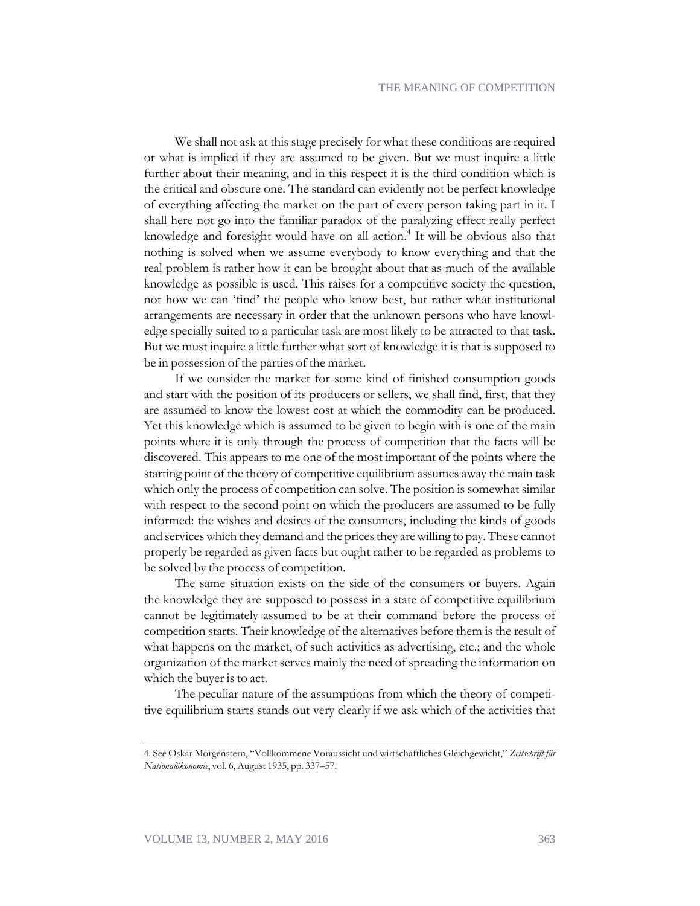We shall not ask at this stage precisely for what these conditions are required or what is implied if they are assumed to be given. But we must inquire a little further about their meaning, and in this respect it is the third condition which is the critical and obscure one. The standard can evidently not be perfect knowledge of everything affecting the market on the part of every person taking part in it. I shall here not go into the familiar paradox of the paralyzing effect really perfect knowledge and foresight would have on all action.[4] It will be obvious also that nothing is solved when we assume everybody to know everything and that the real problem is rather how it can be brought about that as much of the available knowledge as possible is used. This raises for a competitive society the question, not how we can 'find' the people who know best, but rather what institutional arrangements are necessary in order that the unknown persons who have knowledge specially suited to a particular task are most likely to be attracted to that task. But we must inquire a little further what sort of knowledge it is that is supposed to be in possession of the parties of the market.

If we consider the market for some kind of finished consumption goods and start with the position of its producers or sellers, we shall find, first, that they are assumed to know the lowest cost at which the commodity can be produced. Yet this knowledge which is assumed to be given to begin with is one of the main points where it is only through the process of competition that the facts will be discovered. This appears to me one of the most important of the points where the starting point of the theory of competitive equilibrium assumes away the main task which only the process of competition can solve. The position is somewhat similar with respect to the second point on which the producers are assumed to be fully informed: the wishes and desires of the consumers, including the kinds of goods and services which they demand and the prices they are willing to pay. These cannot properly be regarded as given facts but ought rather to be regarded as problems to be solved by the process of competition.

The same situation exists on the side of the consumers or buyers. Again the knowledge they are supposed to possess in a state of competitive equilibrium cannot be legitimately assumed to be at their command before the process of competition starts. Their knowledge of the alternatives before them is the result of what happens on the market, of such activities as advertising, etc.; and the whole organization of the market serves mainly the need of spreading the information on which the buyer is to act.

The peculiar nature of the assumptions from which the theory of competitive equilibrium starts stands out very clearly if we ask which of the activities that

4. See Oskar Morgenstern, "Vollkommene Voraussicht und wirtschaftliches Gleichgewicht," *Zeitschrift für Nationalökonomie*, vol. 6, August 1935, pp. 337–57.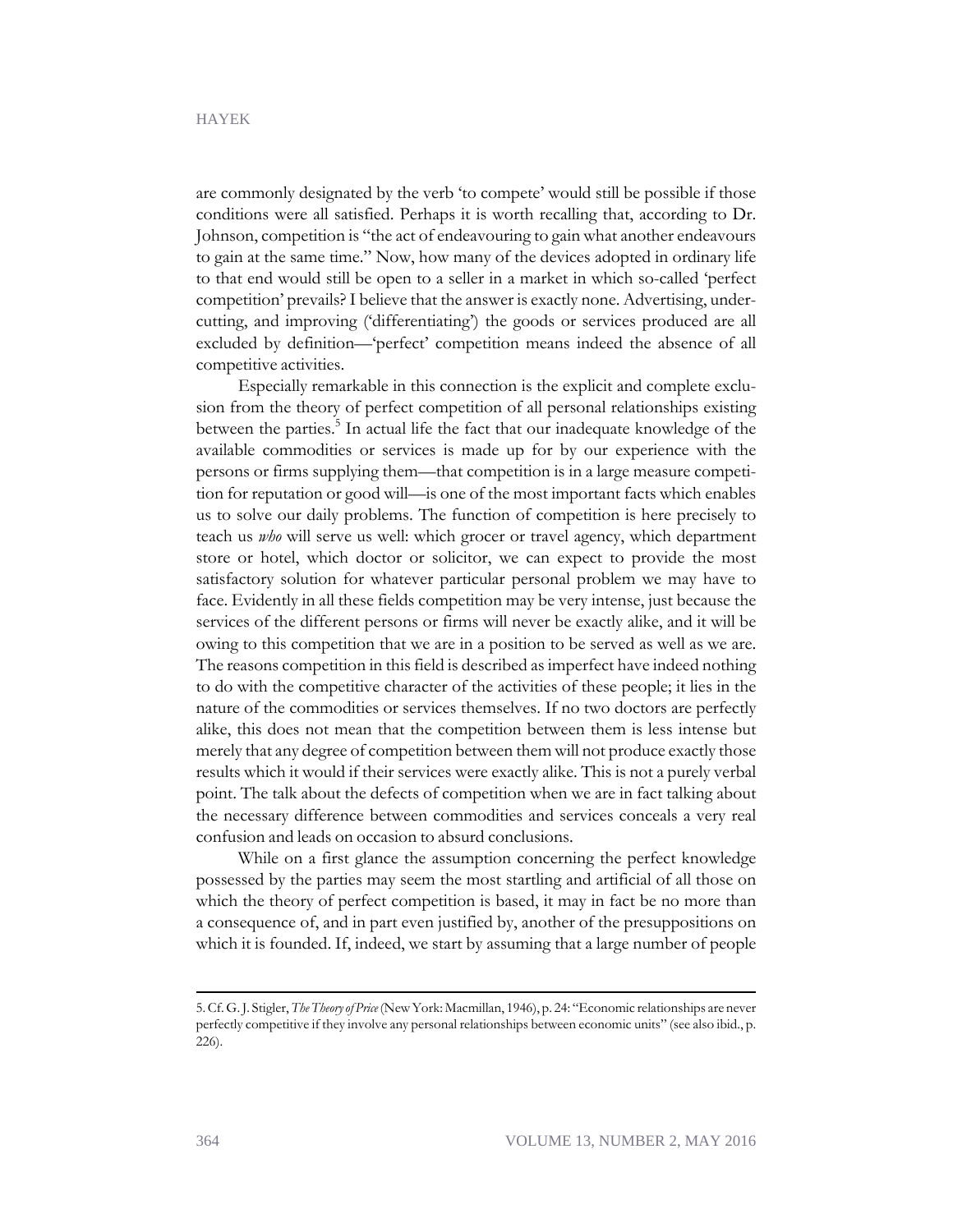are commonly designated by the verb 'to compete' would still be possible if those conditions were all satisfied. Perhaps it is worth recalling that, according to Dr. Johnson, competition is "the act of endeavouring to gain what another endeavours to gain at the same time." Now, how many of the devices adopted in ordinary life to that end would still be open to a seller in a market in which so-called 'perfect competition' prevails? I believe that the answer is exactly none. Advertising, undercutting, and improving ('differentiating') the goods or services produced are all excluded by definition—'perfect' competition means indeed the absence of all competitive activities.

Especially remarkable in this connection is the explicit and complete exclusion from the theory of perfect competition of all personal relationships existing between the parties.[5] In actual life the fact that our inadequate knowledge of the available commodities or services is made up for by our experience with the persons or firms supplying them—that competition is in a large measure competition for reputation or good will—is one of the most important facts which enables us to solve our daily problems. The function of competition is here precisely to teach us *who* will serve us well: which grocer or travel agency, which department store or hotel, which doctor or solicitor, we can expect to provide the most satisfactory solution for whatever particular personal problem we may have to face. Evidently in all these fields competition may be very intense, just because the services of the different persons or firms will never be exactly alike, and it will be owing to this competition that we are in a position to be served as well as we are. The reasons competition in this field is described as imperfect have indeed nothing to do with the competitive character of the activities of these people; it lies in the nature of the commodities or services themselves. If no two doctors are perfectly alike, this does not mean that the competition between them is less intense but merely that any degree of competition between them will not produce exactly those results which it would if their services were exactly alike. This is not a purely verbal point. The talk about the defects of competition when we are in fact talking about the necessary difference between commodities and services conceals a very real confusion and leads on occasion to absurd conclusions.

While on a first glance the assumption concerning the perfect knowledge possessed by the parties may seem the most startling and artificial of all those on which the theory of perfect competition is based, it may in fact be no more than a consequence of, and in part even justified by, another of the presuppositions on which it is founded. If, indeed, we start by assuming that a large number of people

---

5. Cf. G. J. Stigler, *The Theory of Price* (New York: Macmillan, 1946), p. 24: "Economic relationships are never perfectly competitive if they involve any personal relationships between economic units" (see also ibid., p. 226).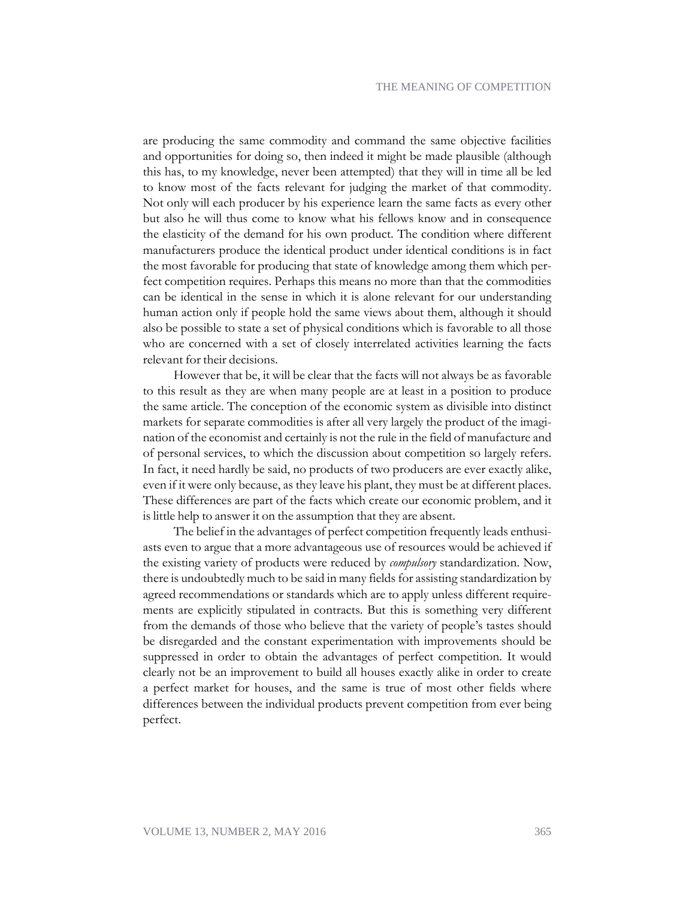are producing the same commodity and command the same objective facilities and opportunities for doing so, then indeed it might be made plausible (although this has, to my knowledge, never been attempted) that they will in time all be led to know most of the facts relevant for judging the market of that commodity. Not only will each producer by his experience learn the same facts as every other but also he will thus come to know what his fellows know and in consequence the elasticity of the demand for his own product. The condition where different manufacturers produce the identical product under identical conditions is in fact the most favorable for producing that state of knowledge among them which perfect competition requires. Perhaps this means no more than that the commodities can be identical in the sense in which it is alone relevant for our understanding human action only if people hold the same views about them, although it should also be possible to state a set of physical conditions which is favorable to all those who are concerned with a set of closely interrelated activities learning the facts relevant for their decisions.

However that be, it will be clear that the facts will not always be as favorable to this result as they are when many people are at least in a position to produce the same article. The conception of the economic system as divisible into distinct markets for separate commodities is after all very largely the product of the imagination of the economist and certainly is not the rule in the field of manufacture and of personal services, to which the discussion about competition so largely refers. In fact, it need hardly be said, no products of two producers are ever exactly alike, even if it were only because, as they leave his plant, they must be at different places. These differences are part of the facts which create our economic problem, and it is little help to answer it on the assumption that they are absent.

The belief in the advantages of perfect competition frequently leads enthusiasts even to argue that a more advantageous use of resources would be achieved if the existing variety of products were reduced by *compulsory* standardization. Now, there is undoubtedly much to be said in many fields for assisting standardization by agreed recommendations or standards which are to apply unless different requirements are explicitly stipulated in contracts. But this is something very different from the demands of those who believe that the variety of people's tastes should be disregarded and the constant experimentation with improvements should be suppressed in order to obtain the advantages of perfect competition. It would clearly not be an improvement to build all houses exactly alike in order to create a perfect market for houses, and the same is true of most other fields where differences between the individual products prevent competition from ever being perfect.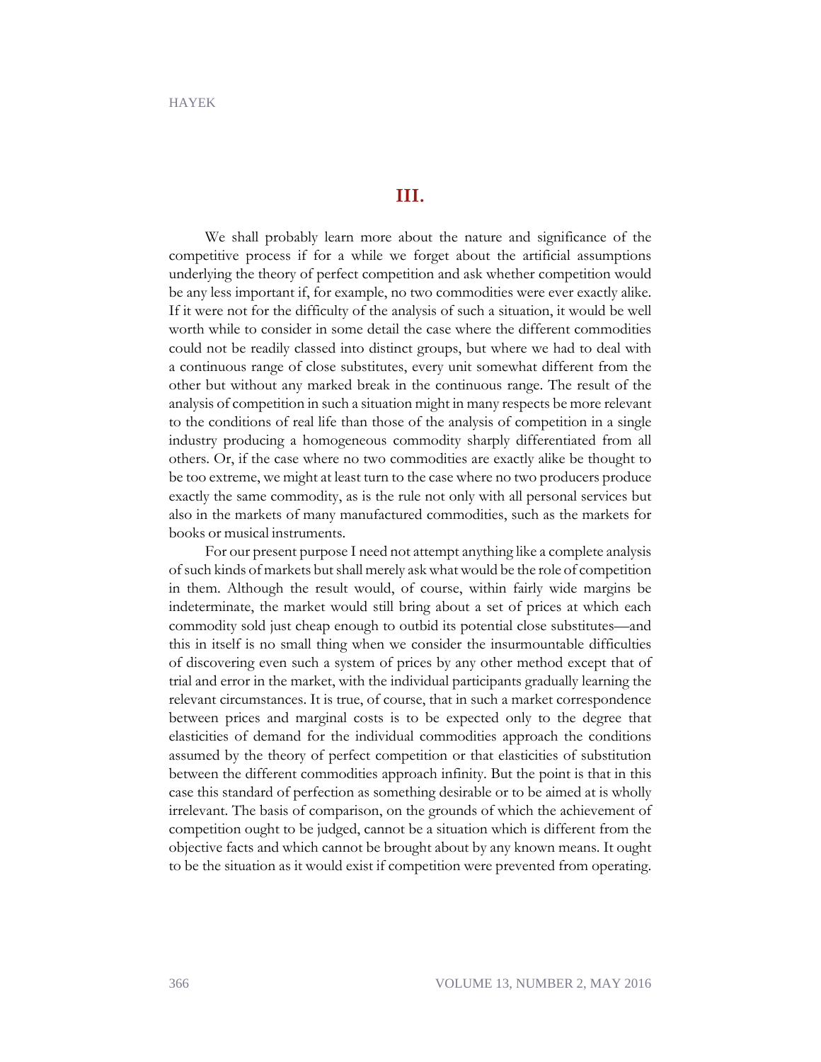## III.

We shall probably learn more about the nature and significance of the competitive process if for a while we forget about the artificial assumptions underlying the theory of perfect competition and ask whether competition would be any less important if, for example, no two commodities were ever exactly alike. If it were not for the difficulty of the analysis of such a situation, it would be well worth while to consider in some detail the case where the different commodities could not be readily classed into distinct groups, but where we had to deal with a continuous range of close substitutes, every unit somewhat different from the other but without any marked break in the continuous range. The result of the analysis of competition in such a situation might in many respects be more relevant to the conditions of real life than those of the analysis of competition in a single industry producing a homogeneous commodity sharply differentiated from all others. Or, if the case where no two commodities are exactly alike be thought to be too extreme, we might at least turn to the case where no two producers produce exactly the same commodity, as is the rule not only with all personal services but also in the markets of many manufactured commodities, such as the markets for books or musical instruments.

For our present purpose I need not attempt anything like a complete analysis of such kinds of markets but shall merely ask what would be the role of competition in them. Although the result would, of course, within fairly wide margins be indeterminate, the market would still bring about a set of prices at which each commodity sold just cheap enough to outbid its potential close substitutes—and this in itself is no small thing when we consider the insurmountable difficulties of discovering even such a system of prices by any other method except that of trial and error in the market, with the individual participants gradually learning the relevant circumstances. It is true, of course, that in such a market correspondence between prices and marginal costs is to be expected only to the degree that elasticities of demand for the individual commodities approach the conditions assumed by the theory of perfect competition or that elasticities of substitution between the different commodities approach infinity. But the point is that in this case this standard of perfection as something desirable or to be aimed at is wholly irrelevant. The basis of comparison, on the grounds of which the achievement of competition ought to be judged, cannot be a situation which is different from the objective facts and which cannot be brought about by any known means. It ought to be the situation as it would exist if competition were prevented from operating.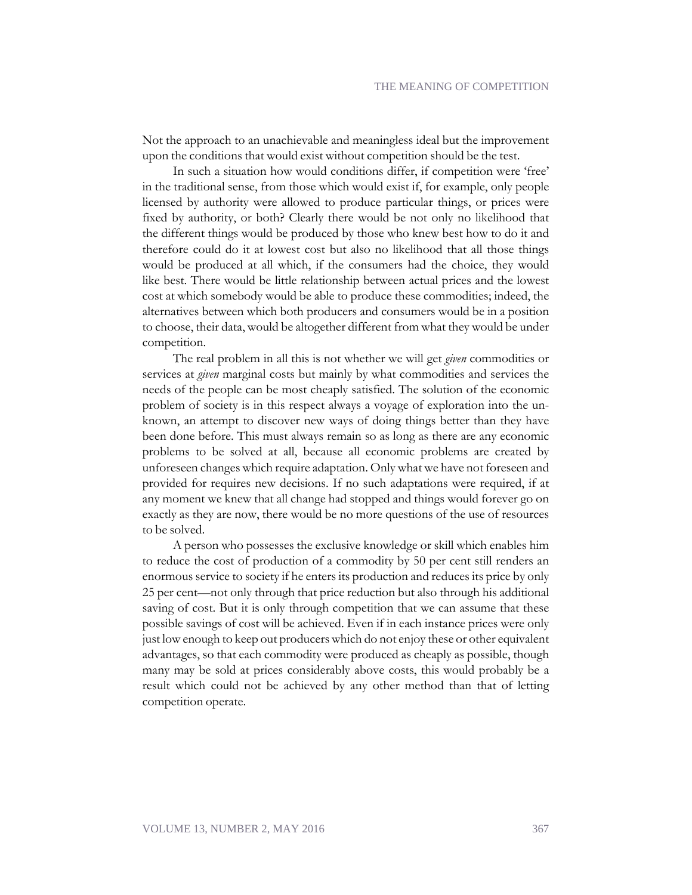Not the approach to an unachievable and meaningless ideal but the improvement upon the conditions that would exist without competition should be the test.

In such a situation how would conditions differ, if competition were 'free' in the traditional sense, from those which would exist if, for example, only people licensed by authority were allowed to produce particular things, or prices were fixed by authority, or both? Clearly there would be not only no likelihood that the different things would be produced by those who knew best how to do it and therefore could do it at lowest cost but also no likelihood that all those things would be produced at all which, if the consumers had the choice, they would like best. There would be little relationship between actual prices and the lowest cost at which somebody would be able to produce these commodities; indeed, the alternatives between which both producers and consumers would be in a position to choose, their data, would be altogether different from what they would be under competition.

The real problem in all this is not whether we will get *given* commodities or services at *given* marginal costs but mainly by what commodities and services the needs of the people can be most cheaply satisfied. The solution of the economic problem of society is in this respect always a voyage of exploration into the unknown, an attempt to discover new ways of doing things better than they have been done before. This must always remain so as long as there are any economic problems to be solved at all, because all economic problems are created by unforeseen changes which require adaptation. Only what we have not foreseen and provided for requires new decisions. If no such adaptations were required, if at any moment we knew that all change had stopped and things would forever go on exactly as they are now, there would be no more questions of the use of resources to be solved.

A person who possesses the exclusive knowledge or skill which enables him to reduce the cost of production of a commodity by 50 per cent still renders an enormous service to society if he enters its production and reduces its price by only 25 per cent—not only through that price reduction but also through his additional saving of cost. But it is only through competition that we can assume that these possible savings of cost will be achieved. Even if in each instance prices were only just low enough to keep out producers which do not enjoy these or other equivalent advantages, so that each commodity were produced as cheaply as possible, though many may be sold at prices considerably above costs, this would probably be a result which could not be achieved by any other method than that of letting competition operate.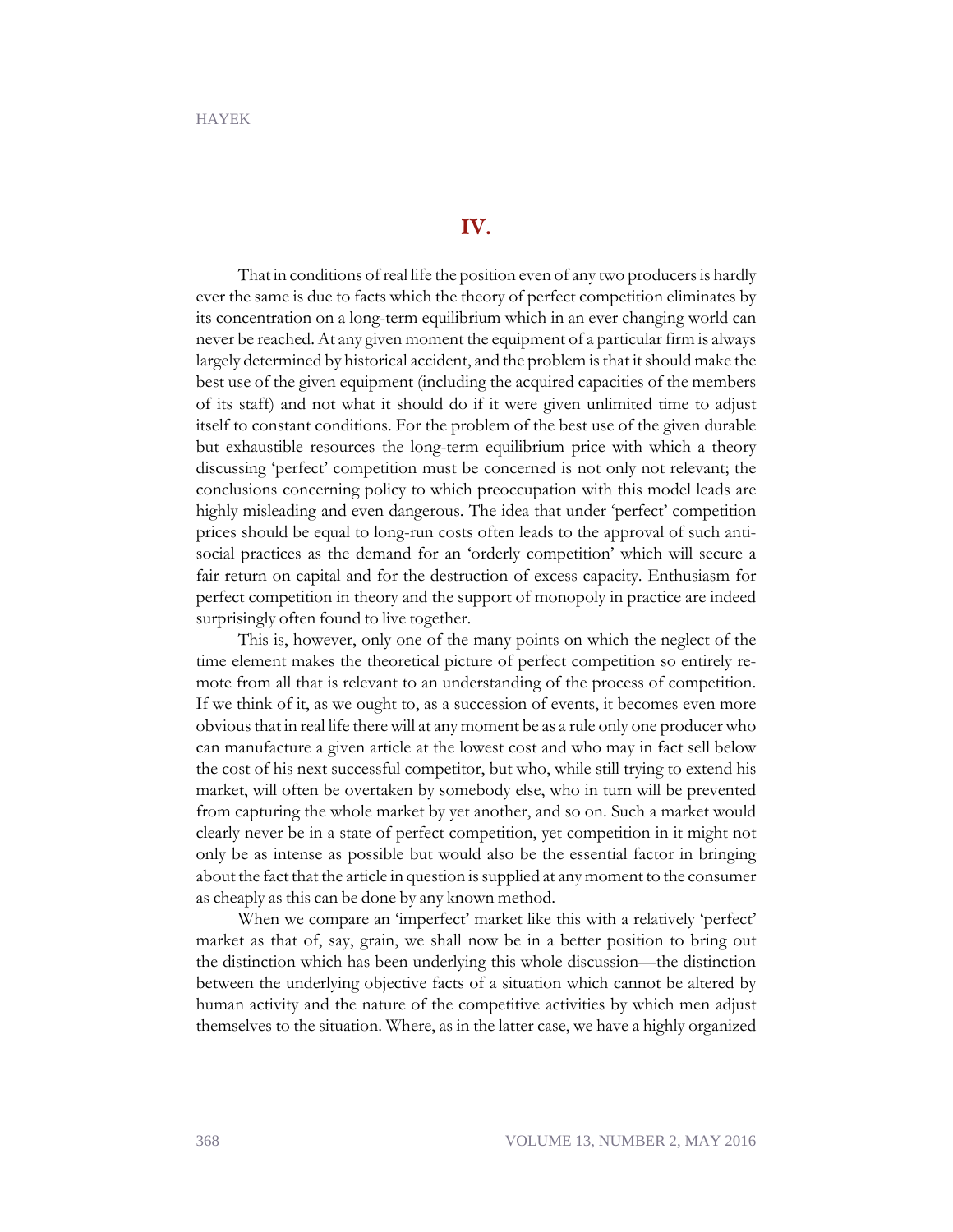## IV.

That in conditions of real life the position even of any two producers is hardly ever the same is due to facts which the theory of perfect competition eliminates by its concentration on a long-term equilibrium which in an ever changing world can never be reached. At any given moment the equipment of a particular firm is always largely determined by historical accident, and the problem is that it should make the best use of the given equipment (including the acquired capacities of the members of its staff) and not what it should do if it were given unlimited time to adjust itself to constant conditions. For the problem of the best use of the given durable but exhaustible resources the long-term equilibrium price with which a theory discussing 'perfect' competition must be concerned is not only not relevant; the conclusions concerning policy to which preoccupation with this model leads are highly misleading and even dangerous. The idea that under 'perfect' competition prices should be equal to long-run costs often leads to the approval of such anti-social practices as the demand for an 'orderly competition' which will secure a fair return on capital and for the destruction of excess capacity. Enthusiasm for perfect competition in theory and the support of monopoly in practice are indeed surprisingly often found to live together.

This is, however, only one of the many points on which the neglect of the time element makes the theoretical picture of perfect competition so entirely remote from all that is relevant to an understanding of the process of competition. If we think of it, as we ought to, as a succession of events, it becomes even more obvious that in real life there will at any moment be as a rule only one producer who can manufacture a given article at the lowest cost and who may in fact sell below the cost of his next successful competitor, but who, while still trying to extend his market, will often be overtaken by somebody else, who in turn will be prevented from capturing the whole market by yet another, and so on. Such a market would clearly never be in a state of perfect competition, yet competition in it might not only be as intense as possible but would also be the essential factor in bringing about the fact that the article in question is supplied at any moment to the consumer as cheaply as this can be done by any known method.

When we compare an 'imperfect' market like this with a relatively 'perfect' market as that of, say, grain, we shall now be in a better position to bring out the distinction which has been underlying this whole discussion—the distinction between the underlying objective facts of a situation which cannot be altered by human activity and the nature of the competitive activities by which men adjust themselves to the situation. Where, as in the latter case, we have a highly organized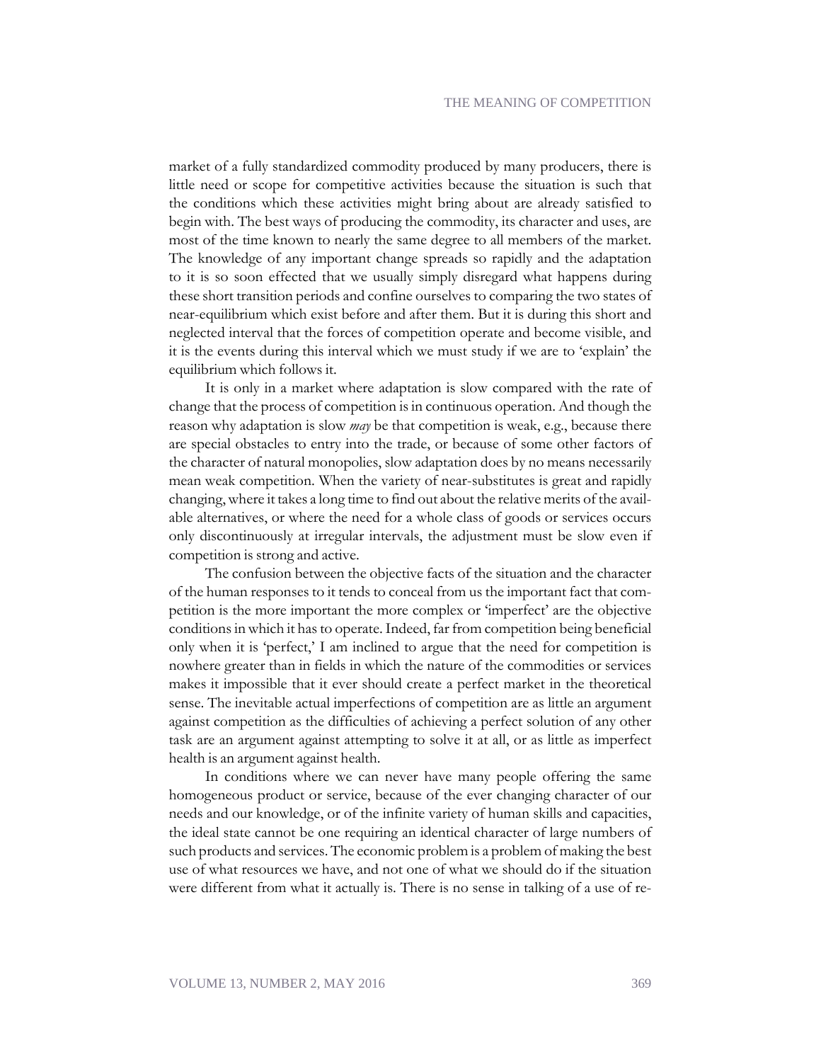market of a fully standardized commodity produced by many producers, there is little need or scope for competitive activities because the situation is such that the conditions which these activities might bring about are already satisfied to begin with. The best ways of producing the commodity, its character and uses, are most of the time known to nearly the same degree to all members of the market. The knowledge of any important change spreads so rapidly and the adaptation to it is so soon effected that we usually simply disregard what happens during these short transition periods and confine ourselves to comparing the two states of near-equilibrium which exist before and after them. But it is during this short and neglected interval that the forces of competition operate and become visible, and it is the events during this interval which we must study if we are to 'explain' the equilibrium which follows it.

It is only in a market where adaptation is slow compared with the rate of change that the process of competition is in continuous operation. And though the reason why adaptation is slow *may* be that competition is weak, e.g., because there are special obstacles to entry into the trade, or because of some other factors of the character of natural monopolies, slow adaptation does by no means necessarily mean weak competition. When the variety of near-substitutes is great and rapidly changing, where it takes a long time to find out about the relative merits of the available alternatives, or where the need for a whole class of goods or services occurs only discontinuously at irregular intervals, the adjustment must be slow even if competition is strong and active.

The confusion between the objective facts of the situation and the character of the human responses to it tends to conceal from us the important fact that competition is the more important the more complex or 'imperfect' are the objective conditions in which it has to operate. Indeed, far from competition being beneficial only when it is 'perfect,' I am inclined to argue that the need for competition is nowhere greater than in fields in which the nature of the commodities or services makes it impossible that it ever should create a perfect market in the theoretical sense. The inevitable actual imperfections of competition are as little an argument against competition as the difficulties of achieving a perfect solution of any other task are an argument against attempting to solve it at all, or as little as imperfect health is an argument against health.

In conditions where we can never have many people offering the same homogeneous product or service, because of the ever changing character of our needs and our knowledge, or of the infinite variety of human skills and capacities, the ideal state cannot be one requiring an identical character of large numbers of such products and services. The economic problem is a problem of making the best use of what resources we have, and not one of what we should do if the situation were different from what it actually is. There is no sense in talking of a use of re-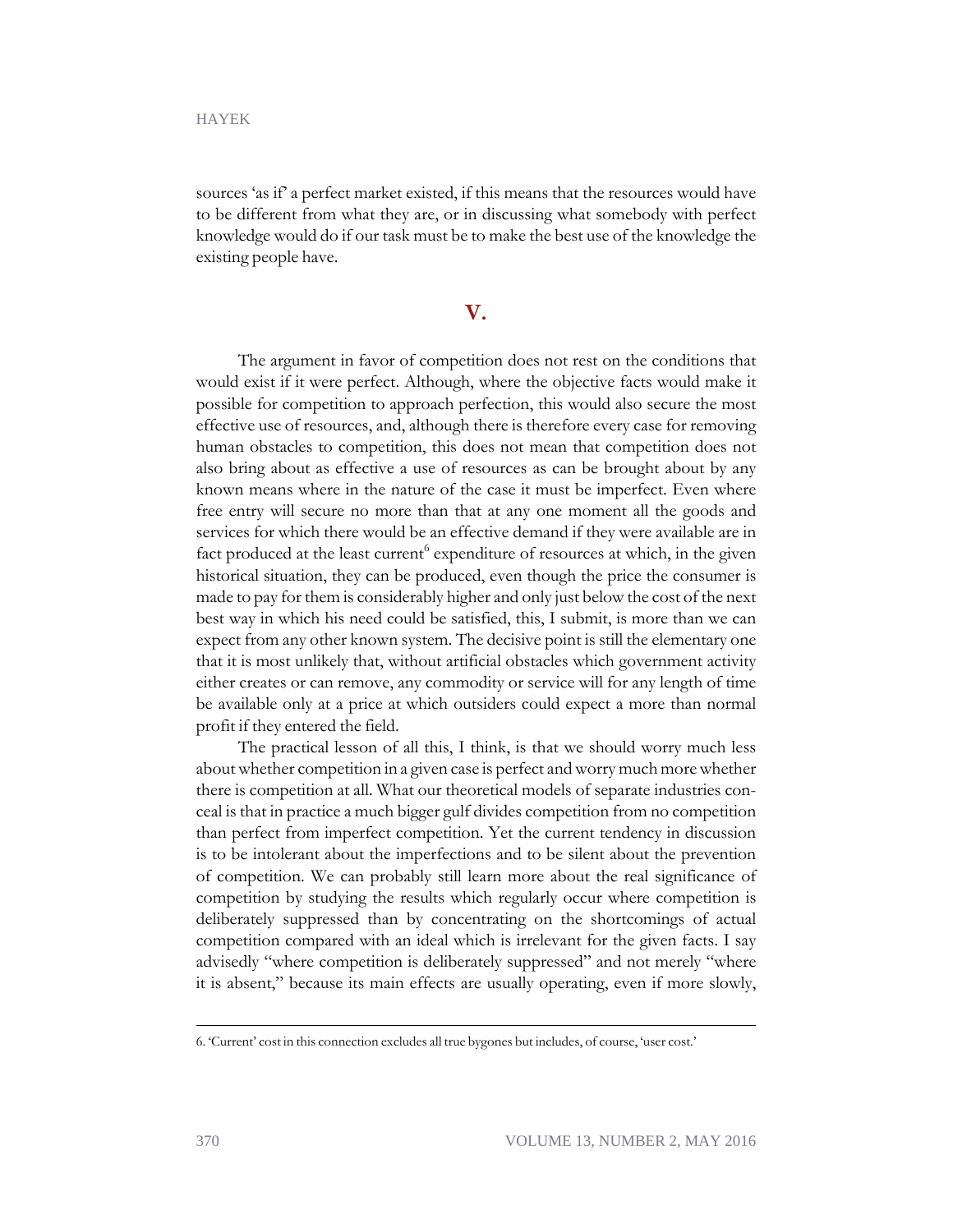sources 'as if' a perfect market existed, if this means that the resources would have to be different from what they are, or in discussing what somebody with perfect knowledge would do if our task must be to make the best use of the knowledge the existing people have.

## V.

The argument in favor of competition does not rest on the conditions that would exist if it were perfect. Although, where the objective facts would make it possible for competition to approach perfection, this would also secure the most effective use of resources, and, although there is therefore every case for removing human obstacles to competition, this does not mean that competition does not also bring about as effective a use of resources as can be brought about by any known means where in the nature of the case it must be imperfect. Even where free entry will secure no more than that at any one moment all the goods and services for which there would be an effective demand if they were available are in fact produced at the least current[6] expenditure of resources at which, in the given historical situation, they can be produced, even though the price the consumer is made to pay for them is considerably higher and only just below the cost of the next best way in which his need could be satisfied, this, I submit, is more than we can expect from any other known system. The decisive point is still the elementary one that it is most unlikely that, without artificial obstacles which government activity either creates or can remove, any commodity or service will for any length of time be available only at a price at which outsiders could expect a more than normal profit if they entered the field.

The practical lesson of all this, I think, is that we should worry much less about whether competition in a given case is perfect and worry much more whether there is competition at all. What our theoretical models of separate industries conceal is that in practice a much bigger gulf divides competition from no competition than perfect from imperfect competition. Yet the current tendency in discussion is to be intolerant about the imperfections and to be silent about the prevention of competition. We can probably still learn more about the real significance of competition by studying the results which regularly occur where competition is deliberately suppressed than by concentrating on the shortcomings of actual competition compared with an ideal which is irrelevant for the given facts. I say advisedly "where competition is deliberately suppressed" and not merely "where it is absent," because its main effects are usually operating, even if more slowly,

6. 'Current' cost in this connection excludes all true bygones but includes, of course, 'user cost.'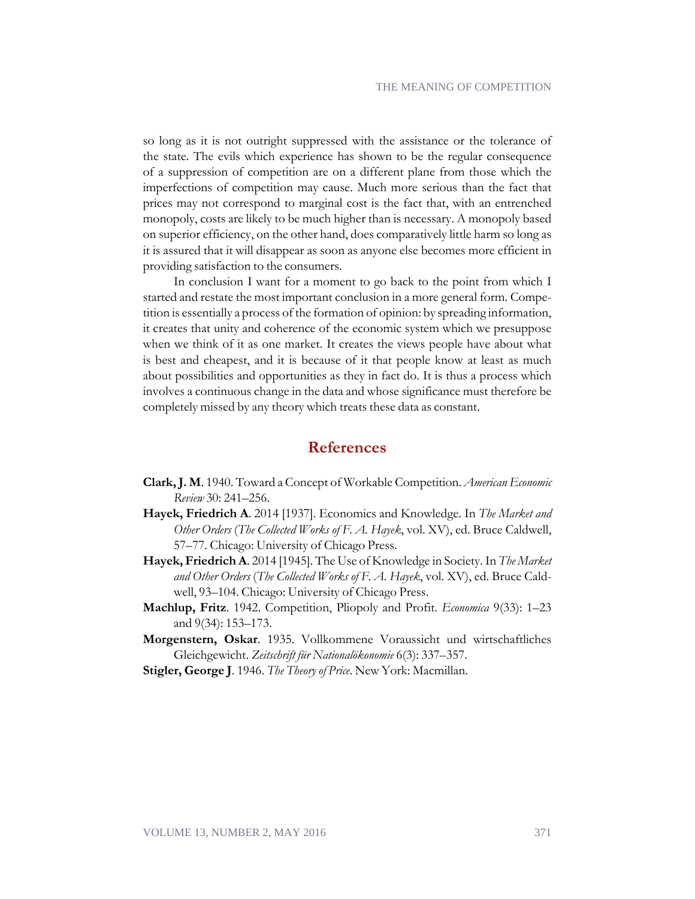so long as it is not outright suppressed with the assistance or the tolerance of the state. The evils which experience has shown to be the regular consequence of a suppression of competition are on a different plane from those which the imperfections of competition may cause. Much more serious than the fact that prices may not correspond to marginal cost is the fact that, with an entrenched monopoly, costs are likely to be much higher than is necessary. A monopoly based on superior efficiency, on the other hand, does comparatively little harm so long as it is assured that it will disappear as soon as anyone else becomes more efficient in providing satisfaction to the consumers.

In conclusion I want for a moment to go back to the point from which I started and restate the most important conclusion in a more general form. Competition is essentially a process of the formation of opinion: by spreading information, it creates that unity and coherence of the economic system which we presuppose when we think of it as one market. It creates the views people have about what is best and cheapest, and it is because of it that people know at least as much about possibilities and opportunities as they in fact do. It is thus a process which involves a continuous change in the data and whose significance must therefore be completely missed by any theory which treats these data as constant.

## References

**Clark, J. M**. 1940. Toward a Concept of Workable Competition. *American Economic Review* 30: 241–256.

**Hayek, Friedrich A**. 2014 [1937]. Economics and Knowledge. In *The Market and Other Orders* (*The Collected Works of F. A. Hayek*, vol. XV), ed. Bruce Caldwell, 57–77. Chicago: University of Chicago Press.

**Hayek, Friedrich A**. 2014 [1945]. The Use of Knowledge in Society. In *The Market and Other Orders* (*The Collected Works of F. A. Hayek*, vol. XV), ed. Bruce Caldwell, 93–104. Chicago: University of Chicago Press.

**Machlup, Fritz**. 1942. Competition, Pliopoly and Profit. *Economica* 9(33): 1–23 and 9(34): 153–173.

**Morgenstern, Oskar**. 1935. Vollkommene Voraussicht und wirtschaftliches Gleichgewicht. *Zeitschrift für Nationalökonomie* 6(3): 337–357.

**Stigler, George J**. 1946. *The Theory of Price*. New York: Macmillan.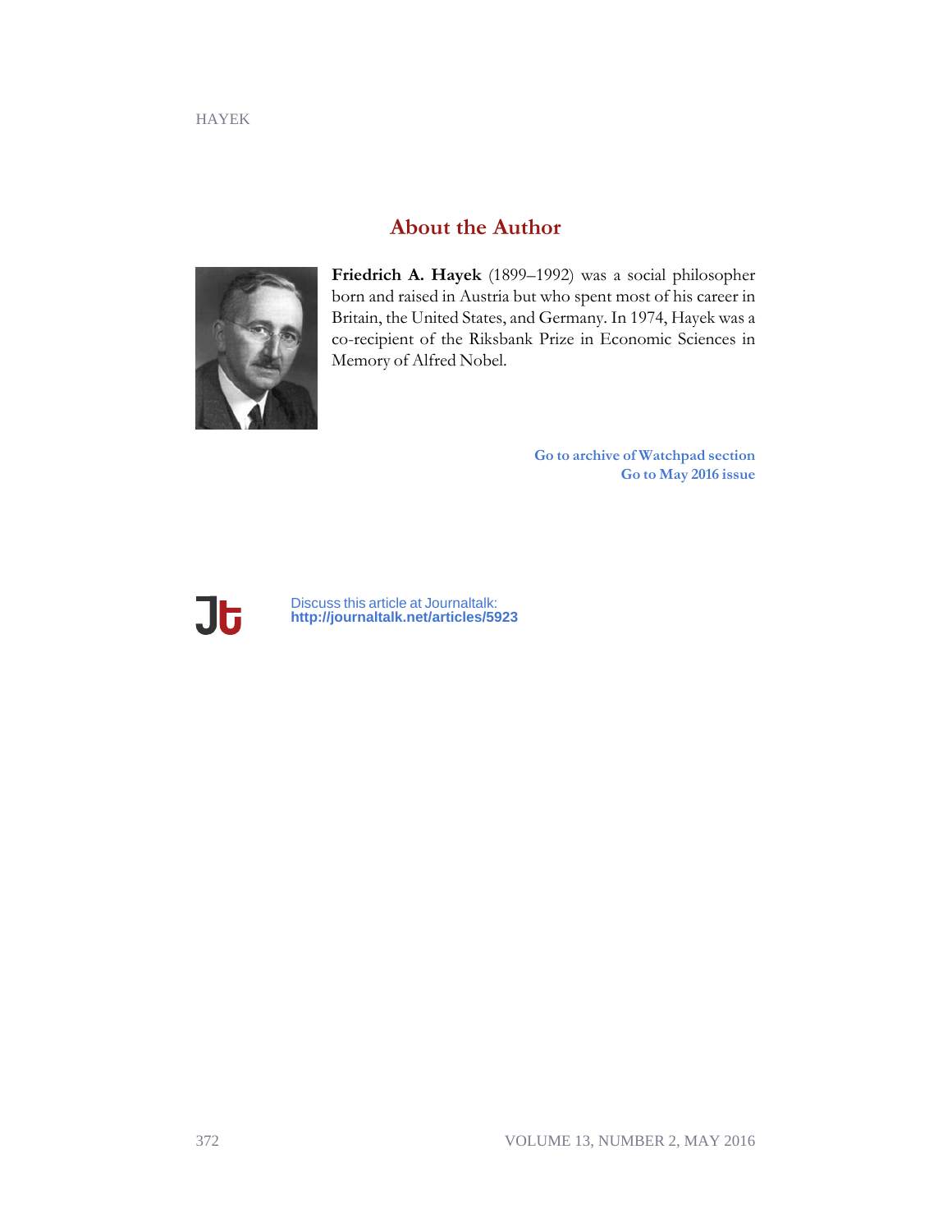## About the Author

**Friedrich A. Hayek** (1899–1992) was a social philosopher born and raised in Austria but who spent most of his career in Britain, the United States, and Germany. In 1974, Hayek was a co-recipient of the Riksbank Prize in Economic Sciences in Memory of Alfred Nobel.

**Go to archive of Watchpad section**
**Go to May 2016 issue**

Discuss this article at Journaltalk:
**http://journaltalk.net/articles/5923**